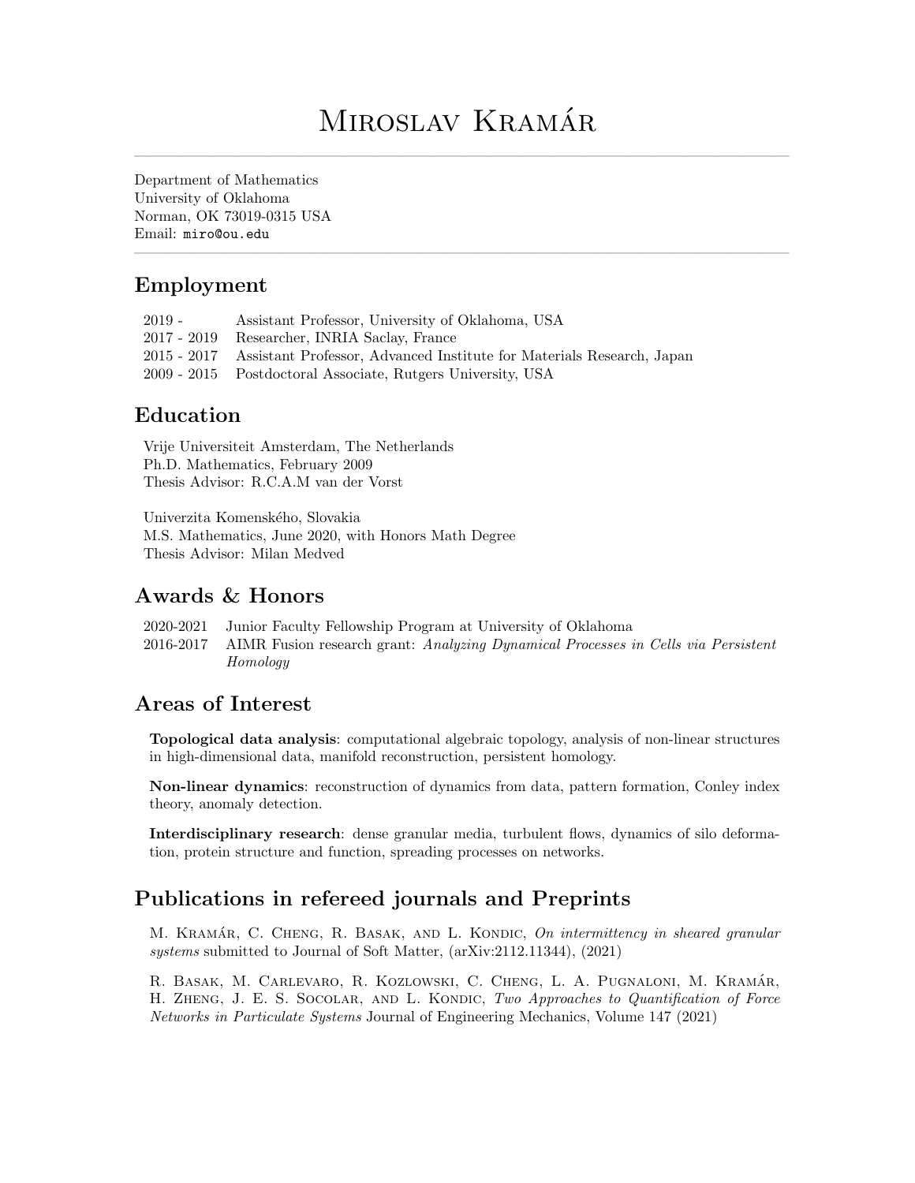# Miroslav Kramár

Department of Mathematics
University of Oklahoma
Norman, OK 73019-0315 USA
Email: miro@ou.edu

## Employment

| | |
|---|---|
| 2019 - | Assistant Professor, University of Oklahoma, USA |
| 2017 - 2019 | Researcher, INRIA Saclay, France |
| 2015 - 2017 | Assistant Professor, Advanced Institute for Materials Research, Japan |
| 2009 - 2015 | Postdoctoral Associate, Rutgers University, USA |

## Education

Vrije Universiteit Amsterdam, The Netherlands
Ph.D. Mathematics, February 2009
Thesis Advisor: R.C.A.M van der Vorst

Univerzita Komenského, Slovakia
M.S. Mathematics, June 2020, with Honors Math Degree
Thesis Advisor: Milan Medved

## Awards & Honors

| | |
|---|---|
| 2020-2021 | Junior Faculty Fellowship Program at University of Oklahoma |
| 2016-2017 | AIMR Fusion research grant: *Analyzing Dynamical Processes in Cells via Persistent Homology* |

## Areas of Interest

**Topological data analysis**: computational algebraic topology, analysis of non-linear structures in high-dimensional data, manifold reconstruction, persistent homology.

**Non-linear dynamics**: reconstruction of dynamics from data, pattern formation, Conley index theory, anomaly detection.

**Interdisciplinary research**: dense granular media, turbulent flows, dynamics of silo deformation, protein structure and function, spreading processes on networks.

## Publications in refereed journals and Preprints

M. Kramár, C. Cheng, R. Basak, and L. Kondic, *On intermittency in sheared granular systems* submitted to Journal of Soft Matter, (arXiv:2112.11344), (2021)

R. Basak, M. Carlevaro, R. Kozlowski, C. Cheng, L. A. Pugnaloni, M. Kramár, H. Zheng, J. E. S. Socolar, and L. Kondic, *Two Approaches to Quantification of Force Networks in Particulate Systems* Journal of Engineering Mechanics, Volume 147 (2021)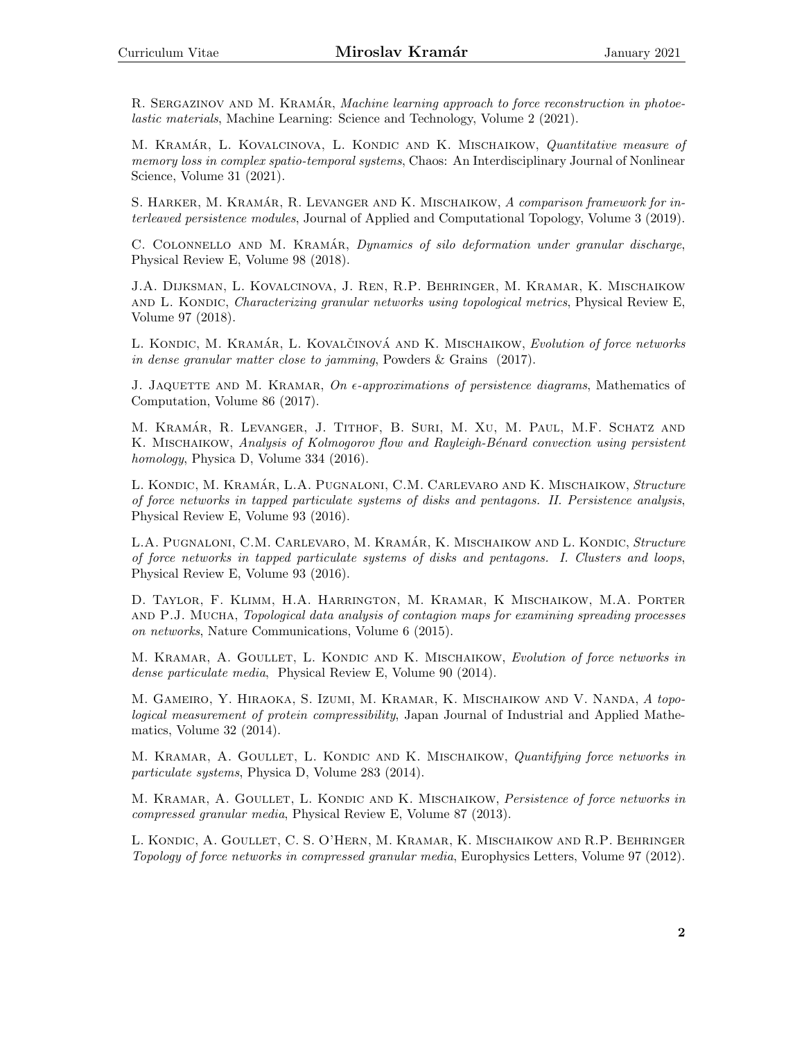R. Sergazinov and M. Kramár, *Machine learning approach to force reconstruction in photoelastic materials*, Machine Learning: Science and Technology, Volume 2 (2021).

M. Kramár, L. Kovalcinova, L. Kondic and K. Mischaikow, *Quantitative measure of memory loss in complex spatio-temporal systems*, Chaos: An Interdisciplinary Journal of Nonlinear Science, Volume 31 (2021).

S. Harker, M. Kramár, R. Levanger and K. Mischaikow, *A comparison framework for interleaved persistence modules*, Journal of Applied and Computational Topology, Volume 3 (2019).

C. Colonnello and M. Kramár, *Dynamics of silo deformation under granular discharge*, Physical Review E, Volume 98 (2018).

J.A. Dijksman, L. Kovalcinova, J. Ren, R.P. Behringer, M. Kramar, K. Mischaikow and L. Kondic, *Characterizing granular networks using topological metrics*, Physical Review E, Volume 97 (2018).

L. Kondic, M. Kramár, L. Kovalčinová and K. Mischaikow, *Evolution of force networks in dense granular matter close to jamming*, Powders & Grains (2017).

J. Jaquette and M. Kramar, *On $\epsilon$-approximations of persistence diagrams*, Mathematics of Computation, Volume 86 (2017).

M. Kramár, R. Levanger, J. Tithof, B. Suri, M. Xu, M. Paul, M.F. Schatz and K. Mischaikow, *Analysis of Kolmogorov flow and Rayleigh-Bénard convection using persistent homology*, Physica D, Volume 334 (2016).

L. Kondic, M. Kramár, L.A. Pugnaloni, C.M. Carlevaro and K. Mischaikow, *Structure of force networks in tapped particulate systems of disks and pentagons. II. Persistence analysis*, Physical Review E, Volume 93 (2016).

L.A. Pugnaloni, C.M. Carlevaro, M. Kramár, K. Mischaikow and L. Kondic, *Structure of force networks in tapped particulate systems of disks and pentagons. I. Clusters and loops*, Physical Review E, Volume 93 (2016).

D. Taylor, F. Klimm, H.A. Harrington, M. Kramar, K Mischaikow, M.A. Porter and P.J. Mucha, *Topological data analysis of contagion maps for examining spreading processes on networks*, Nature Communications, Volume 6 (2015).

M. Kramar, A. Goullet, L. Kondic and K. Mischaikow, *Evolution of force networks in dense particulate media*, Physical Review E, Volume 90 (2014).

M. Gameiro, Y. Hiraoka, S. Izumi, M. Kramar, K. Mischaikow and V. Nanda, *A topological measurement of protein compressibility*, Japan Journal of Industrial and Applied Mathematics, Volume 32 (2014).

M. Kramar, A. Goullet, L. Kondic and K. Mischaikow, *Quantifying force networks in particulate systems*, Physica D, Volume 283 (2014).

M. Kramar, A. Goullet, L. Kondic and K. Mischaikow, *Persistence of force networks in compressed granular media*, Physical Review E, Volume 87 (2013).

L. Kondic, A. Goullet, C. S. O'Hern, M. Kramar, K. Mischaikow and R.P. Behringer *Topology of force networks in compressed granular media*, Europhysics Letters, Volume 97 (2012).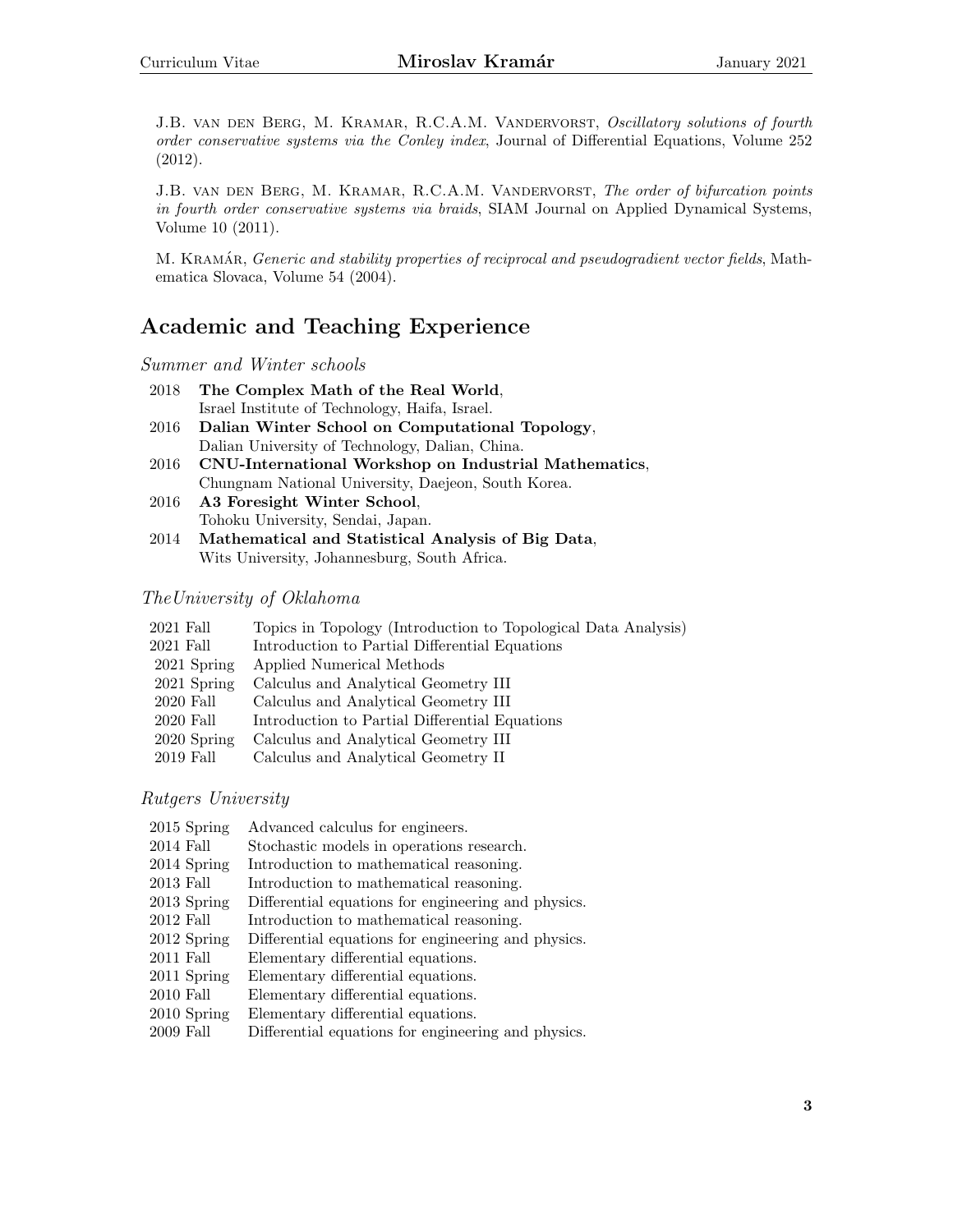J.B. van den Berg, M. Kramar, R.C.A.M. Vandervorst, *Oscillatory solutions of fourth order conservative systems via the Conley index*, Journal of Differential Equations, Volume 252 (2012).

J.B. van den Berg, M. Kramar, R.C.A.M. Vandervorst, *The order of bifurcation points in fourth order conservative systems via braids*, SIAM Journal on Applied Dynamical Systems, Volume 10 (2011).

M. Kramár, *Generic and stability properties of reciprocal and pseudogradient vector fields*, Mathematica Slovaca, Volume 54 (2004).

## Academic and Teaching Experience

### *Summer and Winter schools*

| | |
|---|---|
| 2018 | **The Complex Math of the Real World**, Israel Institute of Technology, Haifa, Israel. |
| 2016 | **Dalian Winter School on Computational Topology**, Dalian University of Technology, Dalian, China. |
| 2016 | **CNU-International Workshop on Industrial Mathematics**, Chungnam National University, Daejeon, South Korea. |
| 2016 | **A3 Foresight Winter School**, Tohoku University, Sendai, Japan. |
| 2014 | **Mathematical and Statistical Analysis of Big Data**, Wits University, Johannesburg, South Africa. |

### *TheUniversity of Oklahoma*

| | |
|---|---|
| 2021 Fall | Topics in Topology (Introduction to Topological Data Analysis) |
| 2021 Fall | Introduction to Partial Differential Equations |
| 2021 Spring | Applied Numerical Methods |
| 2021 Spring | Calculus and Analytical Geometry III |
| 2020 Fall | Calculus and Analytical Geometry III |
| 2020 Fall | Introduction to Partial Differential Equations |
| 2020 Spring | Calculus and Analytical Geometry III |
| 2019 Fall | Calculus and Analytical Geometry II |

### *Rutgers University*

| | |
|---|---|
| 2015 Spring | Advanced calculus for engineers. |
| 2014 Fall | Stochastic models in operations research. |
| 2014 Spring | Introduction to mathematical reasoning. |
| 2013 Fall | Introduction to mathematical reasoning. |
| 2013 Spring | Differential equations for engineering and physics. |
| 2012 Fall | Introduction to mathematical reasoning. |
| 2012 Spring | Differential equations for engineering and physics. |
| 2011 Fall | Elementary differential equations. |
| 2011 Spring | Elementary differential equations. |
| 2010 Fall | Elementary differential equations. |
| 2010 Spring | Elementary differential equations. |
| 2009 Fall | Differential equations for engineering and physics. |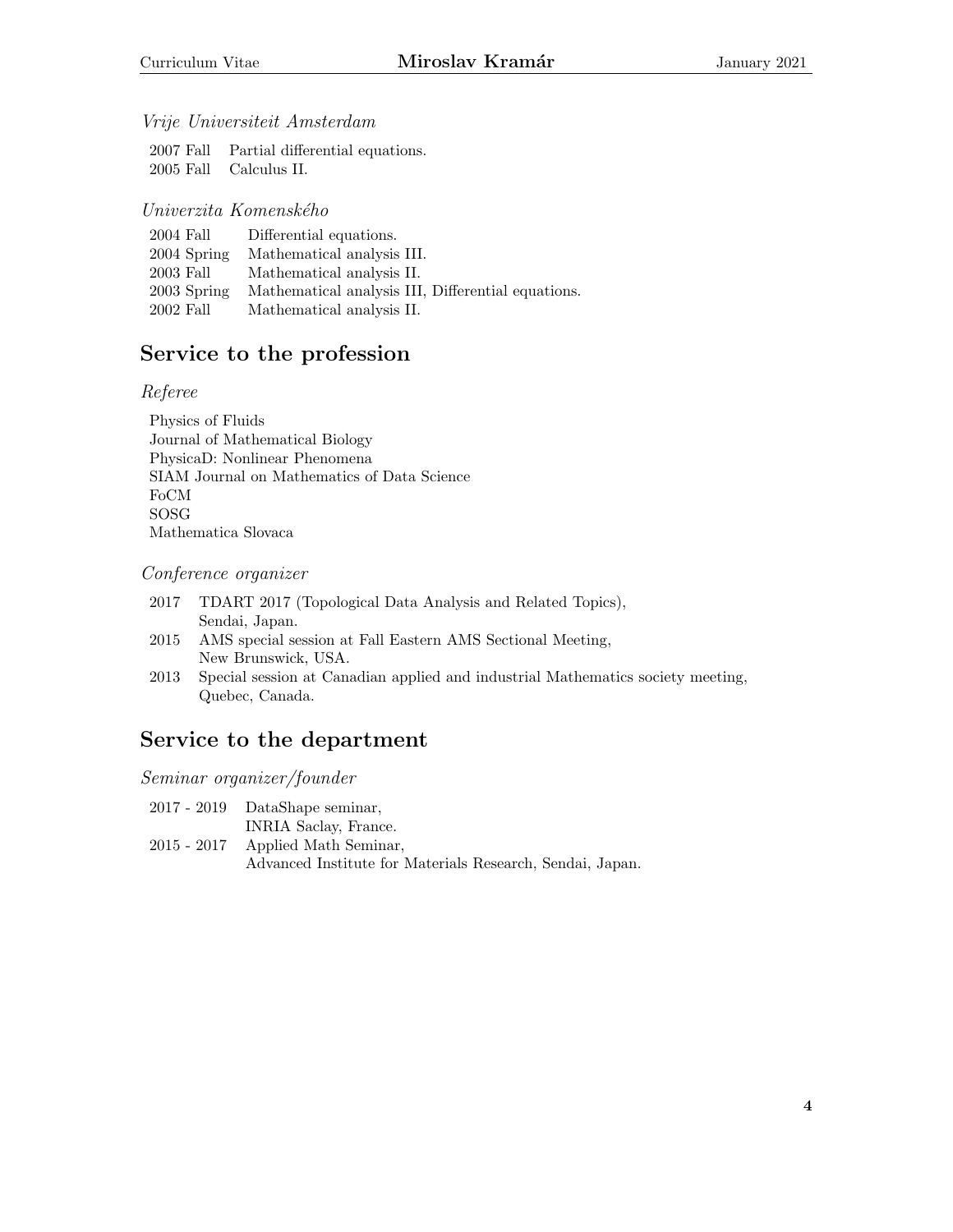*Vrije Universiteit Amsterdam*

| | |
|---|---|
| 2007 Fall | Partial differential equations. |
| 2005 Fall | Calculus II. |

*Univerzita Komenského*

| | |
|---|---|
| 2004 Fall | Differential equations. |
| 2004 Spring | Mathematical analysis III. |
| 2003 Fall | Mathematical analysis II. |
| 2003 Spring | Mathematical analysis III, Differential equations. |
| 2002 Fall | Mathematical analysis II. |

## Service to the profession

*Referee*

Physics of Fluids
Journal of Mathematical Biology
PhysicaD: Nonlinear Phenomena
SIAM Journal on Mathematics of Data Science
FoCM
SOSG
Mathematica Slovaca

*Conference organizer*

| | |
|---|---|
| 2017 | TDART 2017 (Topological Data Analysis and Related Topics), Sendai, Japan. |
| 2015 | AMS special session at Fall Eastern AMS Sectional Meeting, New Brunswick, USA. |
| 2013 | Special session at Canadian applied and industrial Mathematics society meeting, Quebec, Canada. |

## Service to the department

*Seminar organizer/founder*

| | |
|---|---|
| 2017 - 2019 | DataShape seminar, INRIA Saclay, France. |
| 2015 - 2017 | Applied Math Seminar, Advanced Institute for Materials Research, Sendai, Japan. |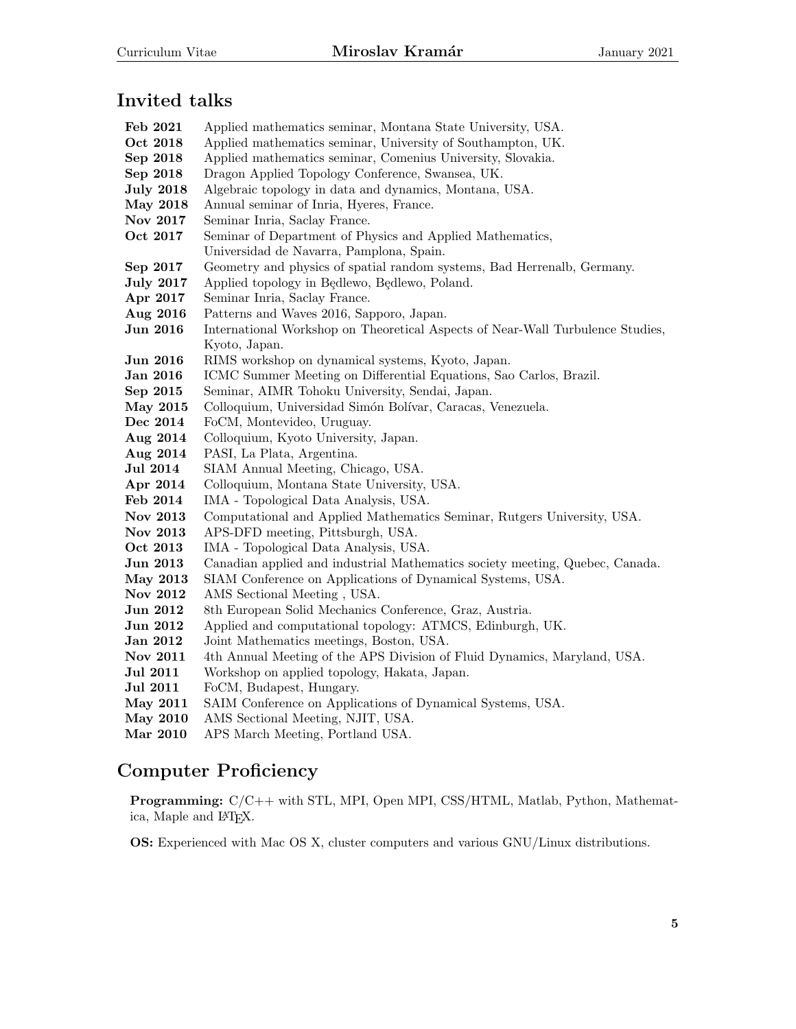## Invited talks

**Feb 2021** Applied mathematics seminar, Montana State University, USA.
**Oct 2018** Applied mathematics seminar, University of Southampton, UK.
**Sep 2018** Applied mathematics seminar, Comenius University, Slovakia.
**Sep 2018** Dragon Applied Topology Conference, Swansea, UK.
**July 2018** Algebraic topology in data and dynamics, Montana, USA.
**May 2018** Annual seminar of Inria, Hyeres, France.
**Nov 2017** Seminar Inria, Saclay France.
**Oct 2017** Seminar of Department of Physics and Applied Mathematics, Universidad de Navarra, Pamplona, Spain.
**Sep 2017** Geometry and physics of spatial random systems, Bad Herrenalb, Germany.
**July 2017** Applied topology in Będlewo, Będlewo, Poland.
**Apr 2017** Seminar Inria, Saclay France.
**Aug 2016** Patterns and Waves 2016, Sapporo, Japan.
**Jun 2016** International Workshop on Theoretical Aspects of Near-Wall Turbulence Studies, Kyoto, Japan.
**Jun 2016** RIMS workshop on dynamical systems, Kyoto, Japan.
**Jan 2016** ICMC Summer Meeting on Differential Equations, Sao Carlos, Brazil.
**Sep 2015** Seminar, AIMR Tohoku University, Sendai, Japan.
**May 2015** Colloquium, Universidad Simón Bolívar, Caracas, Venezuela.
**Dec 2014** FoCM, Montevideo, Uruguay.
**Aug 2014** Colloquium, Kyoto University, Japan.
**Aug 2014** PASI, La Plata, Argentina.
**Jul 2014** SIAM Annual Meeting, Chicago, USA.
**Apr 2014** Colloquium, Montana State University, USA.
**Feb 2014** IMA - Topological Data Analysis, USA.
**Nov 2013** Computational and Applied Mathematics Seminar, Rutgers University, USA.
**Nov 2013** APS-DFD meeting, Pittsburgh, USA.
**Oct 2013** IMA - Topological Data Analysis, USA.
**Jun 2013** Canadian applied and industrial Mathematics society meeting, Quebec, Canada.
**May 2013** SIAM Conference on Applications of Dynamical Systems, USA.
**Nov 2012** AMS Sectional Meeting , USA.
**Jun 2012** 8th European Solid Mechanics Conference, Graz, Austria.
**Jun 2012** Applied and computational topology: ATMCS, Edinburgh, UK.
**Jan 2012** Joint Mathematics meetings, Boston, USA.
**Nov 2011** 4th Annual Meeting of the APS Division of Fluid Dynamics, Maryland, USA.
**Jul 2011** Workshop on applied topology, Hakata, Japan.
**Jul 2011** FoCM, Budapest, Hungary.
**May 2011** SAIM Conference on Applications of Dynamical Systems, USA.
**May 2010** AMS Sectional Meeting, NJIT, USA.
**Mar 2010** APS March Meeting, Portland USA.

## Computer Proficiency

**Programming:** C/C++ with STL, MPI, Open MPI, CSS/HTML, Matlab, Python, Mathematica, Maple and LaTeX.

**OS:** Experienced with Mac OS X, cluster computers and various GNU/Linux distributions.